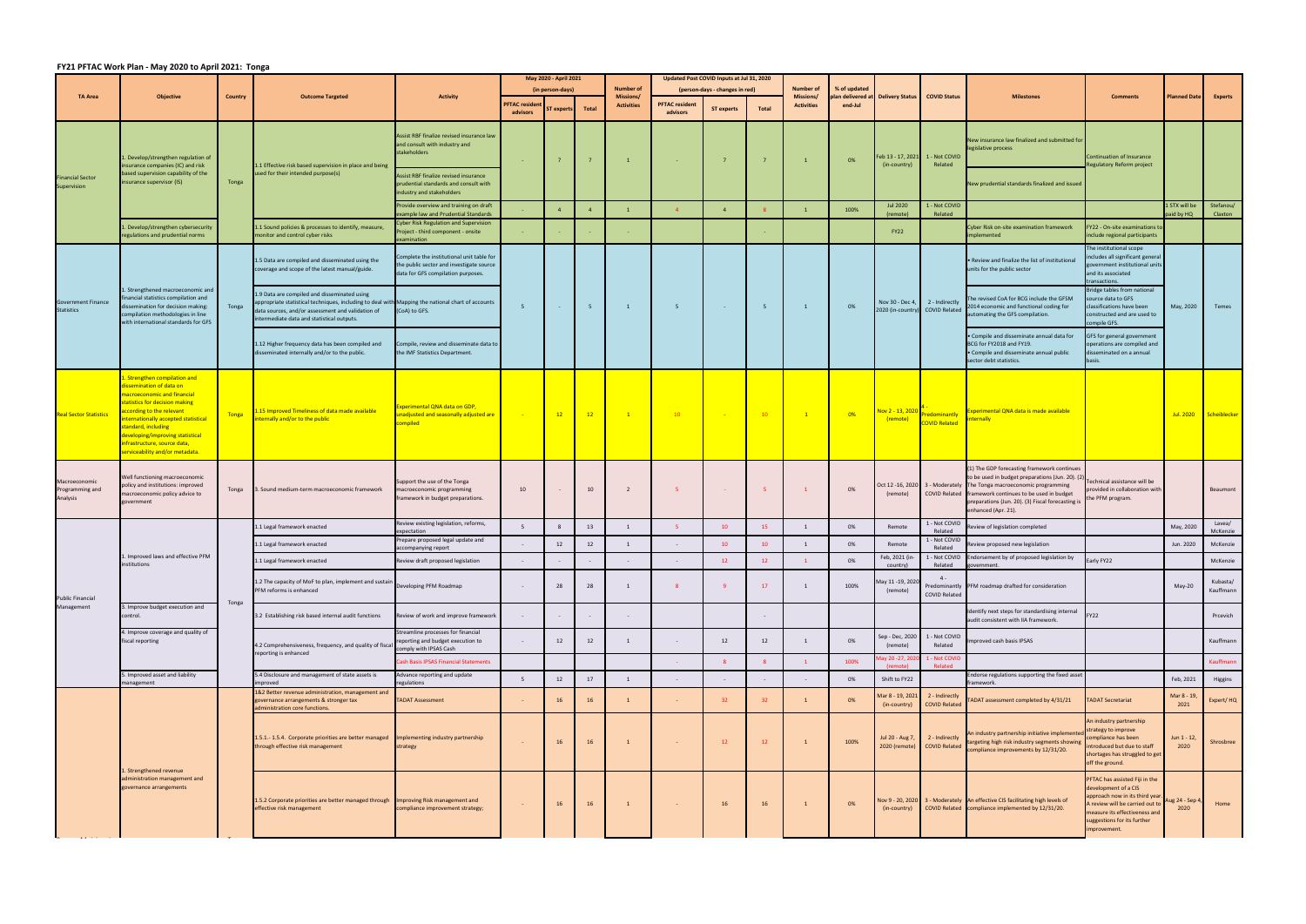## FY21 PFTAC Work Plan - May 2020 to April 2021: Tonga

| TA Area | Objective | Country | Outcome Targeted | Activity | May 2020 - April 2021 (in person-days) | | | Number of Missions/ Activities | Updated Post COVID Inputs at Jul 31, 2020 (person-days - changes in red) | | | Number of Missions/ Activities | % of updated plan delivered at end-Jul | Delivery Status | COVID Status | Milestones | Comments | Planned Date | Experts |
|---|---|---|---|---|---|---|---|---|---|---|---|---|---|---|---|---|---|---|---|
| | | | | | PFTAC resident advisors | ST experts | Total | | PFTAC resident advisors | ST experts | Total | | | | | | | | |
| Financial Sector Supervision | 1. Develop/strengthen regulation of insurance companies (IC) and risk based supervision capability of the insurance supervisor (IS) | Tonga | 1.1 Effective risk based supervision in place and being used for their intended purpose(s) | Assist RBF finalize revised insurance law and consult with industry and stakeholders | - | 7 | 7 | 1 | - | 7 | 7 | 1 | 0% | Feb 13 - 17, 2021 (in-country) | 1 - Not COVID Related | New insurance law finalized and submitted for legislative process | Continuation of Insurance Regulatory Reform project | | |
| | | | | Assist RBF finalize revised insurance prudential standards and consult with industry and stakeholders | | | | | | | | | | | | New prudential standards finalized and issued | | | |
| | | | | Provide overview and training on draft example law and Prudential Standards | - | 4 | 4 | 1 | 4 | 4 | 8 | 1 | 100% | Jul 2020 (remote) | 1 - Not COVID Related | | | 1 STX will be paid by HQ | Stefanou/ Claxton |
| | 1. Develop/strengthen cybersecurity regulations and prudential norms | | 1.1 Sound policies & processes to identify, measure, monitor and control cyber risks | Cyber Risk Regulation and Supervision Project - third component - onsite examination | - | - | - | - | | | - | | | FY22 | | Cyber Risk on-site examination framework implemented | FY22 - On-site examinations to include regional participants | | |
| Government Finance Statistics | 1. Strengthened macroeconomic and financial statistics compilation and dissemination for decision making: compilation methodologies in line with international standards for GFS | Tonga | 1.5 Data are compiled and disseminated using the coverage and scope of the latest manual/guide. | Complete the institutional unit table for the public sector and investigate source data for GFS compilation purposes. | 5 | - | 5 | 1 | 5 | - | 5 | 1 | 0% | Nov 30 - Dec 4, 2020 (in-country) | 2 - Indirectly COVID Related | • Review and finalize the list of institutional units for the public sector | The institutional scope includes all significant general government institutional units and its associated transactions. | May, 2020 | Temes |
| | | | 1.9 Data are compiled and disseminated using appropriate statistical techniques, including to deal with data sources, and/or assessment and validation of intermediate data and statistical outputs. | Mapping the national chart of accounts (CoA) to GFS. | | | | | | | | | | | | The revised CoA for BCG include the GFSM 2014 economic and functional coding for automating the GFS compilation. | Bridge tables from national source data to GFS classifications have been constructed and are used to compile GFS. | | |
| | | | 1.12 Higher frequency data has been compiled and disseminated internally and/or to the public. | Compile, review and disseminate data to the IMF Statistics Department. | | | | | | | | | | | | • Compile and disseminate annual data for BCG for FY2018 and FY19. • Compile and disseminate annual public sector debt statistics. | GFS for general government operations are compiled and disseminated on a annual basis. | | |
| Real Sector Statistics | 1. Strengthen compilation and dissemination of data on macroeconomic and financial statistics for decision making according to the relevant internationally accepted statistical standard, including developing/improving statistical infrastructure, source data, serviceability and/or metadata. | Tonga | 1.15 Improved Timeliness of data made available internally and/or to the public | Experimental QNA data on GDP, unadjusted and seasonally adjusted are compiled | - | 12 | 12 | 1 | 10 | - | 10 | 1 | 0% | Nov 2 - 13, 2020 (remote) | 4 - Predominantly COVID Related | Experimental QNA data is made available internally | | Jul. 2020 | Scheiblecker |
| Macroeconomic Programming and Analysis | Well functioning macroeconomic policy and institutions: improved macroeconomic policy advice to government | Tonga | 3. Sound medium-term macroeconomic framework | Support the use of the Tonga macroeconomic programming framework in budget preparations. | 10 | - | 10 | 2 | 5 | - | 5 | 1 | 0% | Oct 12 -16, 2020 (remote) | 3 - Moderately COVID Related | (1) The GDP forecasting framework continues to be used in budget preparations (Jun. 20). (2) The Tonga macroeconomic programming framework continues to be used in budget preparations (Jun. 20). (3) Fiscal forecasting is enhanced (Apr. 21). | Technical assistance will be provided in collaboration with the PFM program. | | Beaumont |
| Public Financial Management | 1. Improved laws and effective PFM institutions | Tonga | 1.1 Legal framework enacted | Review existing legislation, reforms, expectation | 5 | 8 | 13 | 1 | 5 | 10 | 15 | 1 | 0% | Remote | 1 - Not COVID Related | Review of legislation completed | | May, 2020 | Lavea/ McKenzie |
| | | | 1.1 Legal framework enacted | Prepare proposed legal update and accompanying report | - | 12 | 12 | 1 | - | 10 | 10 | 1 | 0% | Remote | 1 - Not COVID Related | Review proposed new legislation | | Jun. 2020 | McKenzie |
| | | | 1.1 Legal framework enacted | Review draft proposed legislation | - | - | - | - | - | 12 | 12 | 1 | 0% | Feb, 2021 (in-country) | 1 - Not COVID Related | Endorsement by of proposed legislation by government. | Early FY22 | | McKenzie |
| | | | 1.2 The capacity of MoF to plan, implement and sustain PFM reforms is enhanced | Developing PFM Roadmap | - | 28 | 28 | 1 | 8 | 9 | 17 | 1 | 100% | May 11 -19, 2020 (remote) | 4 - Predominantly COVID Related | PFM roadmap drafted for consideration | | May-20 | Kubasta/ Kauffmann |
| | 3. Improve budget execution and control. | | 3.2 Establishing risk based internal audit functions | Review of work and improve framework | - | - | - | - | | | - | | | | | Identify next steps for standardising internal audit consistent with IIA framework. | FY22 | | Prcevich |
| | 4. Improve coverage and quality of fiscal reporting | | 4.2 Comprehensiveness, frequency, and quality of fiscal reporting is enhanced | Streamline processes for financial reporting and budget execution to comply with IPSAS Cash | - | 12 | 12 | 1 | - | 12 | 12 | 1 | 0% | Sep - Dec, 2020 (remote) | 1 - Not COVID Related | Improved cash basis IPSAS | | | Kauffmann |
| | | | | Cash Basis IPSAS Financial Statements | | | | | - | 8 | 8 | 1 | 100% | May 20 -27, 2020 (remote) | 1 - Not COVID Related | | | | Kauffmann |
| | 5. Improved asset and liability management | | 5.4 Disclosure and management of state assets is improved | Advance reporting and update regulations | 5 | 12 | 17 | 1 | - | - | - | - | 0% | Shift to FY22 | | Endorse regulations supporting the fixed asset framework. | | Feb, 2021 | Higgins |
| | 1. Strengthened revenue administration management and governance arrangements | | 1&2 Better revenue administration, management and governance arrangements & stronger tax administration core functions. | TADAT Assessment | - | 16 | 16 | 1 | - | 32 | 32 | 1 | 0% | Mar 8 - 19, 2021 (in-country) | 2 - Indirectly COVID Related | TADAT assessment completed by 4/31/21 | TADAT Secretariat | Mar 8 - 19, 2021 | Expert/ HQ |
| | | | 1.5.1.- 1.5.4. Corporate priorities are better managed through effective risk management | Implementing industry partnership strategy | - | 16 | 16 | 1 | - | 12 | 12 | 1 | 100% | Jul 20 - Aug 7, 2020 (remote) | 2 - Indirectly COVID Related | An industry partnership initiative implemented targeting high risk industry segments showing compliance improvements by 12/31/20. | An industry partnership strategy to improve compliance has been introduced but due to staff shortages has struggled to get off the ground. | Jun 1 - 12, 2020 | Shrosbree |
| | | | 1.5.2 Corporate priorities are better managed through effective risk management | Improving Risk management and compliance improvement strategy; | - | 16 | 16 | 1 | - | 16 | 16 | 1 | 0% | Nov 9 - 20, 2020 (in-country) | 3 - Moderately COVID Related | An effective CIS facilitating high levels of compliance implemented by 12/31/20. | PFTAC has assisted Fiji in the development of a CIS approach now in its third year. A review will be carried out to measure its effectiveness and suggestions for its further improvement. | Aug 24 - Sep 4, 2020 | Home |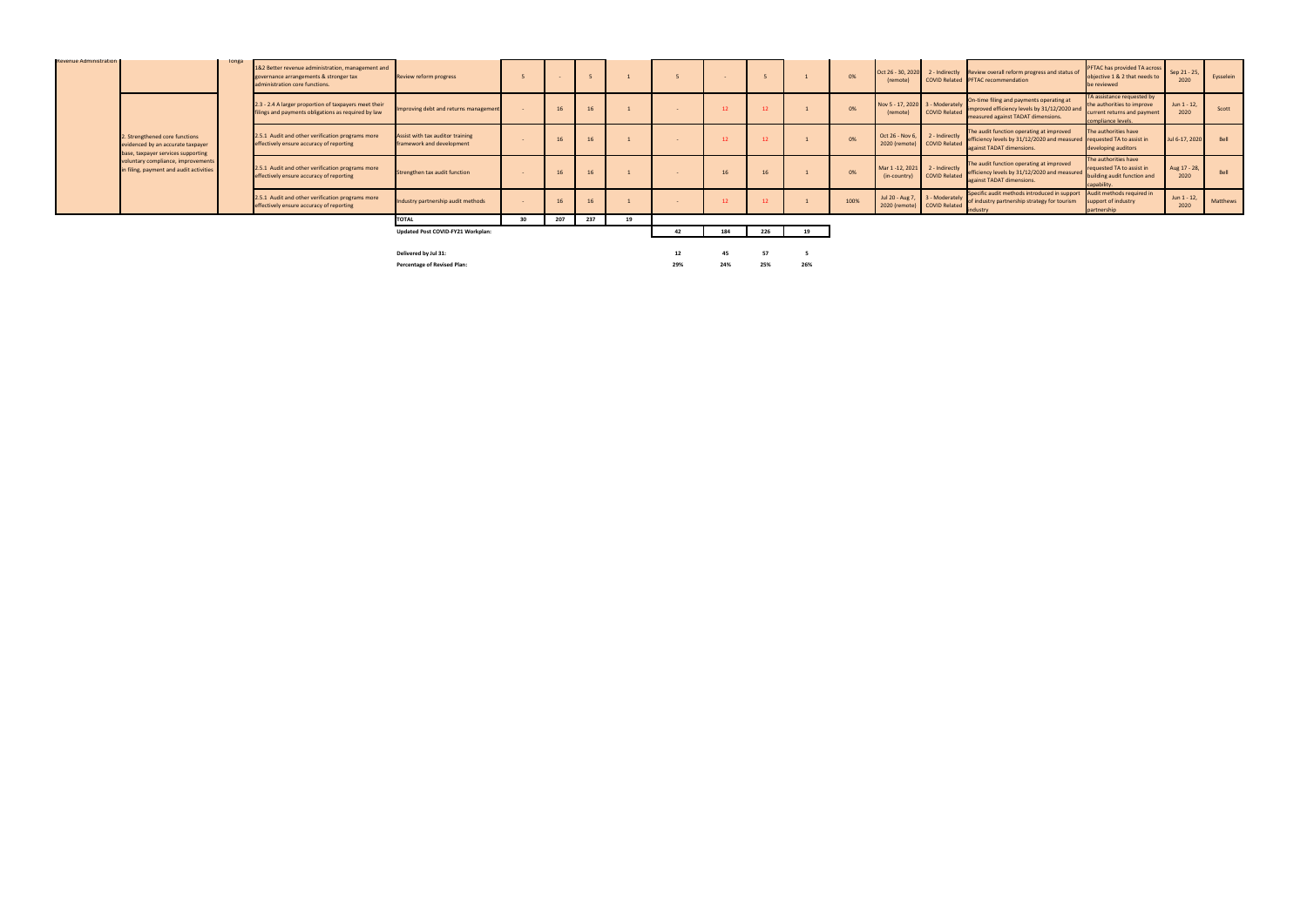| | | | | | | | | | | | | | | | | | | | |
|---|---|---|---|---|---|---|---|---|---|---|---|---|---|---|---|---|---|---|---|
| Revenue Administration | | Tonga | 1&2 Better revenue administration, management and governance arrangements & stronger tax administration core functions. | Review reform progress | 5 | - | 5 | 1 | 5 | - | 5 | 1 | 0% | Oct 26 - 30, 2020 (remote) | 2 - Indirectly COVID Related | Review overall reform progress and status of PFTAC recommendation | PFTAC has provided TA across objective 1 & 2 that needs to be reviewed | Sep 21 - 25, 2020 | Eysselein |
| | 2. Strengthened core functions evidenced by an accurate taxpayer base, taxpayer services supporting voluntary compliance, improvements in filing, payment and audit activities | | 2.3 - 2.4 A larger proportion of taxpayers meet their filings and payments obligations as required by law | Improving debt and returns management | - | 16 | 16 | 1 | - | 12 | 12 | 1 | 0% | Nov 5 - 17, 2020 (remote) | 3 - Moderately COVID Related | On-time filing and payments operating at improved efficiency levels by 31/12/2020 and measured against TADAT dimensions. | TA assistance requested by the authorities to improve current returns and payment compliance levels. | Jun 1 - 12, 2020 | Scott |
| | | | 2.5.1 Audit and other verification programs more effectively ensure accuracy of reporting | Assist with tax auditor training framework and development | - | 16 | 16 | 1 | - | 12 | 12 | 1 | 0% | Oct 26 - Nov 6, 2020 (remote) | 2 - Indirectly COVID Related | The audit function operating at improved efficiency levels by 31/12/2020 and measured against TADAT dimensions. | The authorities have requested TA to assist in developing auditors | Jul 6-17, 2020 | Bell |
| | | | 2.5.1 Audit and other verification programs more effectively ensure accuracy of reporting | Strengthen tax audit function | - | 16 | 16 | 1 | - | 16 | 16 | 1 | 0% | Mar 1 -12, 2021 (in-country) | 2 - Indirectly COVID Related | The audit function operating at improved efficiency levels by 31/12/2020 and measured against TADAT dimensions. | The authorities have requested TA to assist in building audit function and capability. | Aug 17 - 28, 2020 | Bell |
| | | | 2.5.1 Audit and other verification programs more effectively ensure accuracy of reporting | Industry partnership audit methods | - | 16 | 16 | 1 | - | 12 | 12 | 1 | 100% | Jul 20 - Aug 7, 2020 (remote) | 3 - Moderately COVID Related | Specific audit methods introduced in support of industry partnership strategy for tourism industry | Audit methods required in support of industry partnership | Jun 1 - 12, 2020 | Matthews |
| | | | | **TOTAL** | **30** | **207** | **237** | **19** | | | | | | | | | | | |
| | | | | **Updated Post COVID-FY21 Workplan:** | | | | | **42** | **184** | **226** | **19** | | | | | | | |
| | | | | **Delivered by Jul 31:** | | | | | **12** | **45** | **57** | **5** | | | | | | | |
| | | | | **Percentage of Revised Plan:** | | | | | **29%** | **24%** | **25%** | **26%** | | | | | | | |